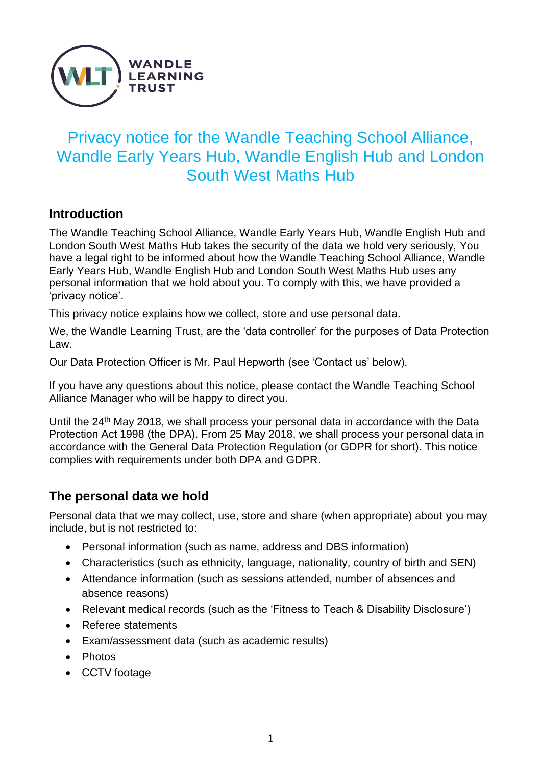WANDLE LEARNING TRUST

# Privacy notice for the Wandle Teaching School Alliance, Wandle Early Years Hub, Wandle English Hub and London South West Maths Hub

## Introduction

The Wandle Teaching School Alliance, Wandle Early Years Hub, Wandle English Hub and London South West Maths Hub takes the security of the data we hold very seriously, You have a legal right to be informed about how the Wandle Teaching School Alliance, Wandle Early Years Hub, Wandle English Hub and London South West Maths Hub uses any personal information that we hold about you. To comply with this, we have provided a 'privacy notice'.

This privacy notice explains how we collect, store and use personal data.

We, the Wandle Learning Trust, are the 'data controller' for the purposes of Data Protection Law.

Our Data Protection Officer is Mr. Paul Hepworth (see 'Contact us' below).

If you have any questions about this notice, please contact the Wandle Teaching School Alliance Manager who will be happy to direct you.

Until the 24th May 2018, we shall process your personal data in accordance with the Data Protection Act 1998 (the DPA). From 25 May 2018, we shall process your personal data in accordance with the General Data Protection Regulation (or GDPR for short). This notice complies with requirements under both DPA and GDPR.

## The personal data we hold

Personal data that we may collect, use, store and share (when appropriate) about you may include, but is not restricted to:

- Personal information (such as name, address and DBS information)
- Characteristics (such as ethnicity, language, nationality, country of birth and SEN)
- Attendance information (such as sessions attended, number of absences and absence reasons)
- Relevant medical records (such as the 'Fitness to Teach & Disability Disclosure')
- Referee statements
- Exam/assessment data (such as academic results)
- Photos
- CCTV footage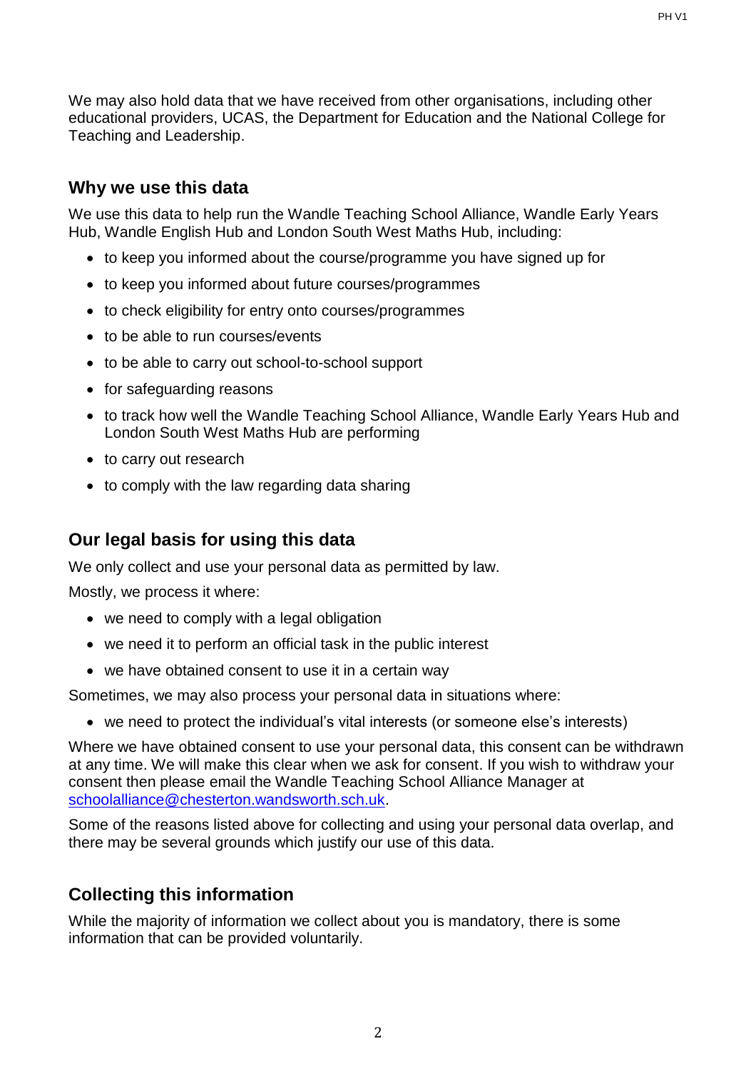We may also hold data that we have received from other organisations, including other educational providers, UCAS, the Department for Education and the National College for Teaching and Leadership.

## Why we use this data

We use this data to help run the Wandle Teaching School Alliance, Wandle Early Years Hub, Wandle English Hub and London South West Maths Hub, including:

- to keep you informed about the course/programme you have signed up for
- to keep you informed about future courses/programmes
- to check eligibility for entry onto courses/programmes
- to be able to run courses/events
- to be able to carry out school-to-school support
- for safeguarding reasons
- to track how well the Wandle Teaching School Alliance, Wandle Early Years Hub and London South West Maths Hub are performing
- to carry out research
- to comply with the law regarding data sharing

## Our legal basis for using this data

We only collect and use your personal data as permitted by law.

Mostly, we process it where:

- we need to comply with a legal obligation
- we need it to perform an official task in the public interest
- we have obtained consent to use it in a certain way

Sometimes, we may also process your personal data in situations where:

- we need to protect the individual's vital interests (or someone else's interests)

Where we have obtained consent to use your personal data, this consent can be withdrawn at any time. We will make this clear when we ask for consent. If you wish to withdraw your consent then please email the Wandle Teaching School Alliance Manager at schoolalliance@chesterton.wandsworth.sch.uk.

Some of the reasons listed above for collecting and using your personal data overlap, and there may be several grounds which justify our use of this data.

## Collecting this information

While the majority of information we collect about you is mandatory, there is some information that can be provided voluntarily.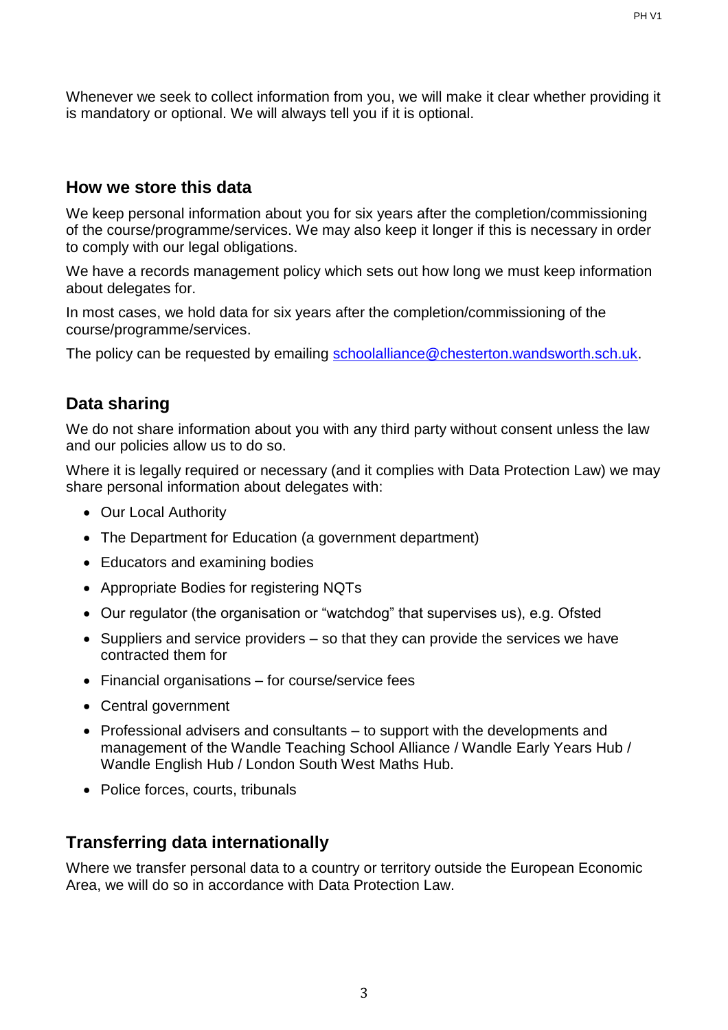Whenever we seek to collect information from you, we will make it clear whether providing it is mandatory or optional. We will always tell you if it is optional.

## How we store this data

We keep personal information about you for six years after the completion/commissioning of the course/programme/services. We may also keep it longer if this is necessary in order to comply with our legal obligations.

We have a records management policy which sets out how long we must keep information about delegates for.

In most cases, we hold data for six years after the completion/commissioning of the course/programme/services.

The policy can be requested by emailing schoolalliance@chesterton.wandsworth.sch.uk.

## Data sharing

We do not share information about you with any third party without consent unless the law and our policies allow us to do so.

Where it is legally required or necessary (and it complies with Data Protection Law) we may share personal information about delegates with:

- Our Local Authority
- The Department for Education (a government department)
- Educators and examining bodies
- Appropriate Bodies for registering NQTs
- Our regulator (the organisation or "watchdog" that supervises us), e.g. Ofsted
- Suppliers and service providers – so that they can provide the services we have contracted them for
- Financial organisations – for course/service fees
- Central government
- Professional advisers and consultants – to support with the developments and management of the Wandle Teaching School Alliance / Wandle Early Years Hub / Wandle English Hub / London South West Maths Hub.
- Police forces, courts, tribunals

## Transferring data internationally

Where we transfer personal data to a country or territory outside the European Economic Area, we will do so in accordance with Data Protection Law.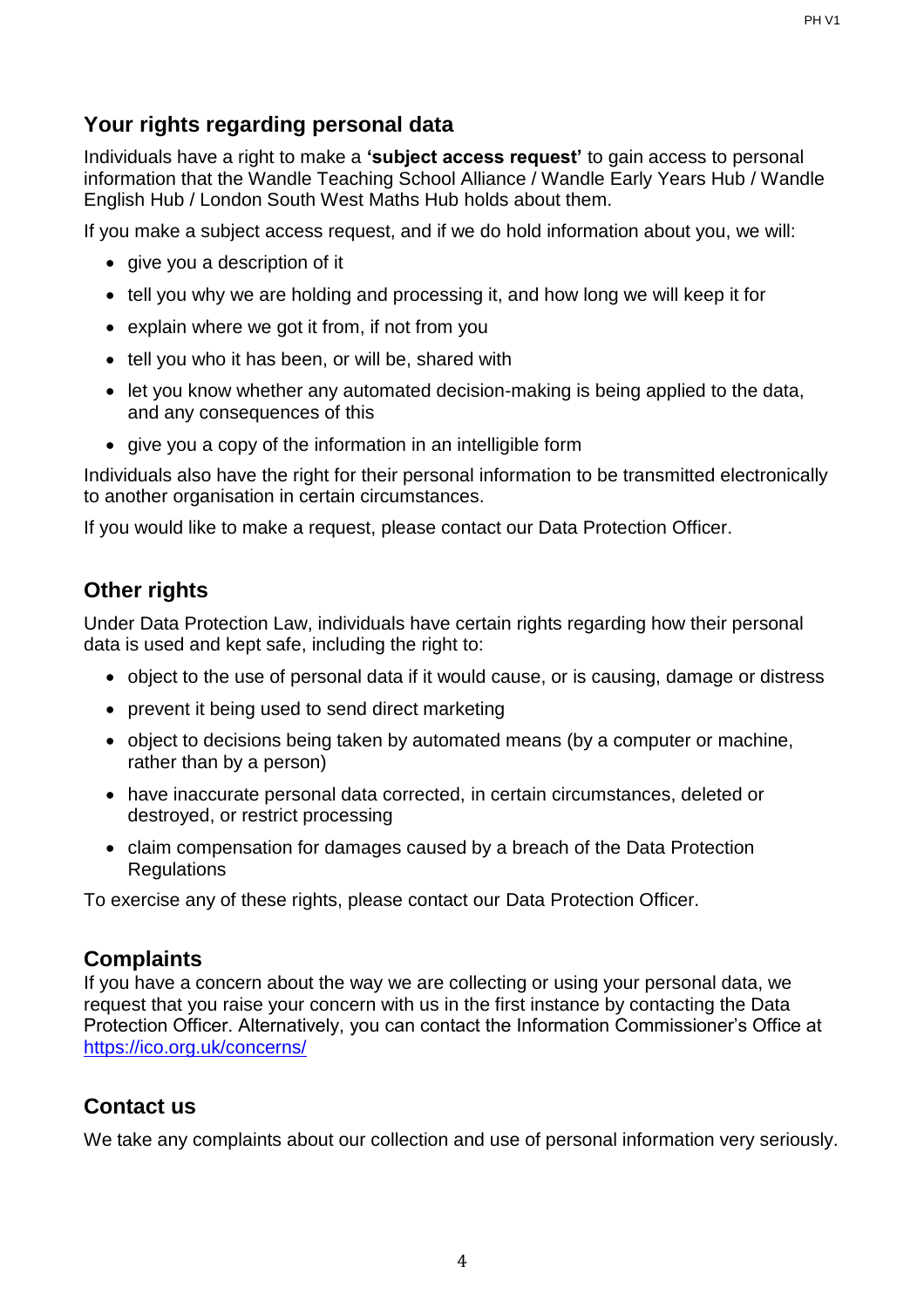## Your rights regarding personal data

Individuals have a right to make a **'subject access request'** to gain access to personal information that the Wandle Teaching School Alliance / Wandle Early Years Hub / Wandle English Hub / London South West Maths Hub holds about them.

If you make a subject access request, and if we do hold information about you, we will:

- give you a description of it
- tell you why we are holding and processing it, and how long we will keep it for
- explain where we got it from, if not from you
- tell you who it has been, or will be, shared with
- let you know whether any automated decision-making is being applied to the data, and any consequences of this
- give you a copy of the information in an intelligible form

Individuals also have the right for their personal information to be transmitted electronically to another organisation in certain circumstances.

If you would like to make a request, please contact our Data Protection Officer.

## Other rights

Under Data Protection Law, individuals have certain rights regarding how their personal data is used and kept safe, including the right to:

- object to the use of personal data if it would cause, or is causing, damage or distress
- prevent it being used to send direct marketing
- object to decisions being taken by automated means (by a computer or machine, rather than by a person)
- have inaccurate personal data corrected, in certain circumstances, deleted or destroyed, or restrict processing
- claim compensation for damages caused by a breach of the Data Protection Regulations

To exercise any of these rights, please contact our Data Protection Officer.

## Complaints

If you have a concern about the way we are collecting or using your personal data, we request that you raise your concern with us in the first instance by contacting the Data Protection Officer. Alternatively, you can contact the Information Commissioner's Office at [https://ico.org.uk/concerns/](https://ico.org.uk/concerns/)

## Contact us

We take any complaints about our collection and use of personal information very seriously.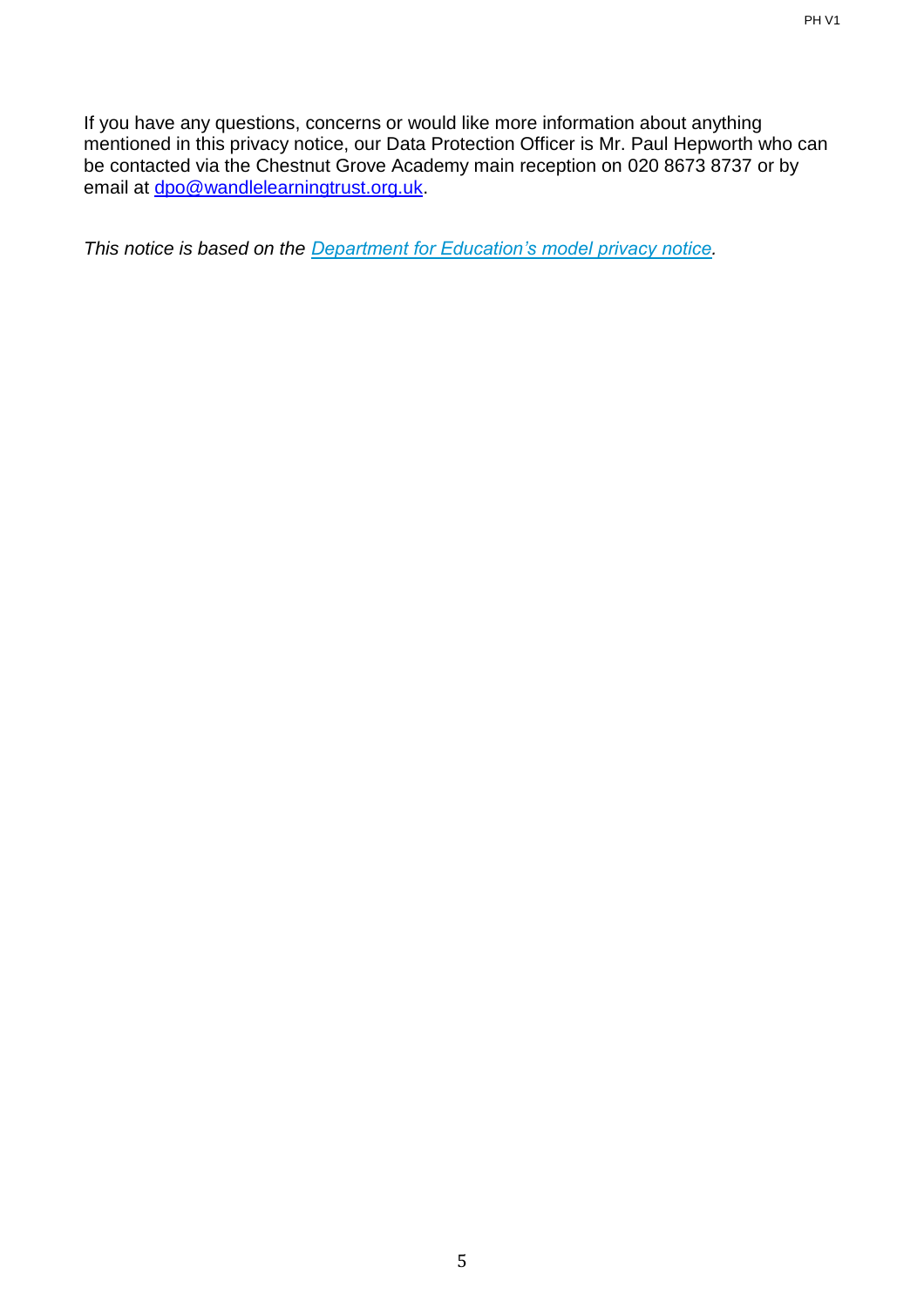If you have any questions, concerns or would like more information about anything mentioned in this privacy notice, our Data Protection Officer is Mr. Paul Hepworth who can be contacted via the Chestnut Grove Academy main reception on 020 8673 8737 or by email at dpo@wandlelearningtrust.org.uk.

*This notice is based on the Department for Education's model privacy notice.*